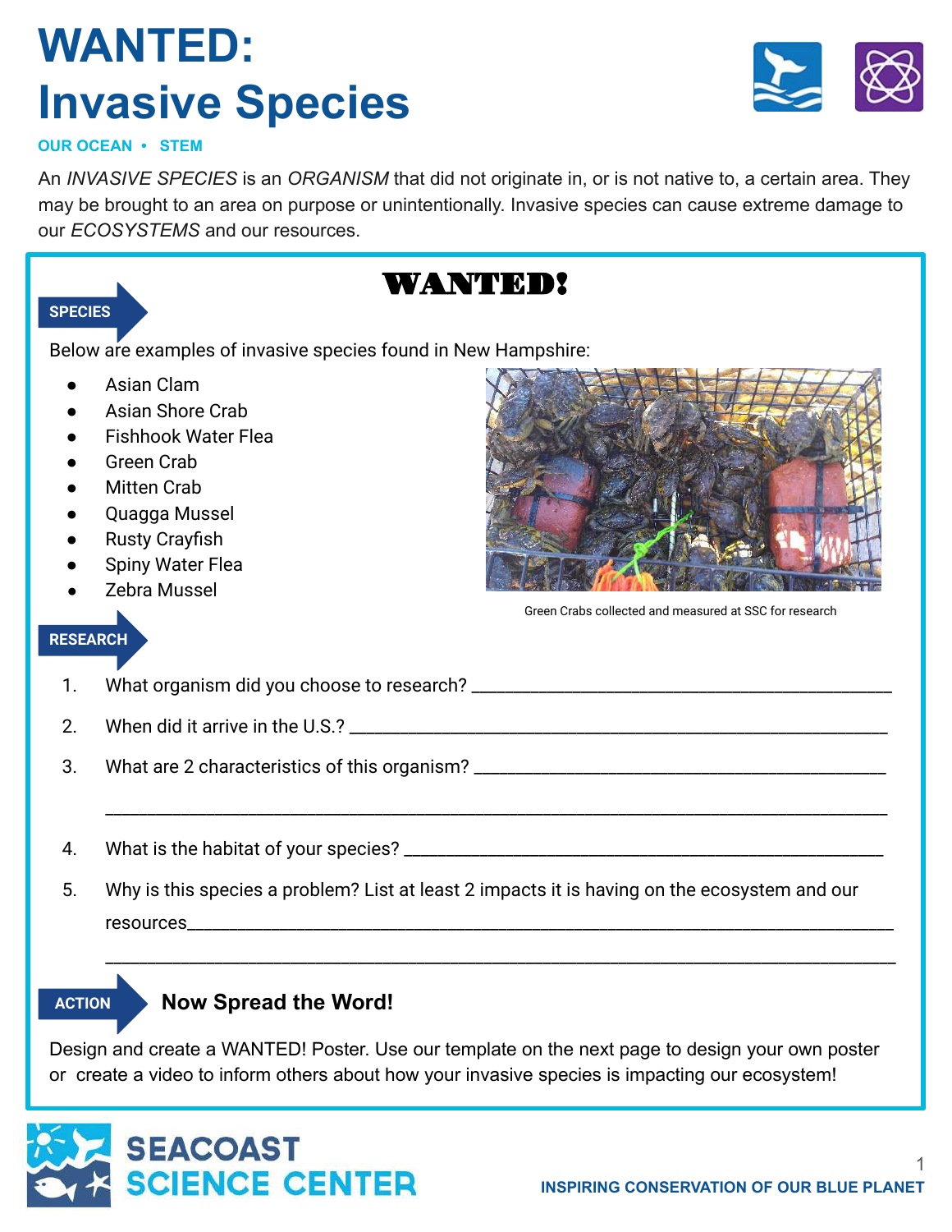# WANTED: Invasive Species

OUR OCEAN • STEM

An *INVASIVE SPECIES* is an *ORGANISM* that did not originate in, or is not native to, a certain area. They may be brought to an area on purpose or unintentionally. Invasive species can cause extreme damage to our *ECOSYSTEMS* and our resources.

## WANTED!

### SPECIES

Below are examples of invasive species found in New Hampshire:

- Asian Clam
- Asian Shore Crab
- Fishhook Water Flea
- Green Crab
- Mitten Crab
- Quagga Mussel
- Rusty Crayfish
- Spiny Water Flea
- Zebra Mussel

Green Crabs collected and measured at SSC for research

### RESEARCH

1. What organism did you choose to research? ___________________________________________
2. When did it arrive in the U.S.? ___________________________________________
3. What are 2 characteristics of this organism? ___________________________________________

   ___________________________________________
4. What is the habitat of your species? ___________________________________________
5. Why is this species a problem? List at least 2 impacts it is having on the ecosystem and our resources___________________________________________

   ___________________________________________

### ACTION

**Now Spread the Word!**

Design and create a WANTED! Poster. Use our template on the next page to design your own poster or create a video to inform others about how your invasive species is impacting our ecosystem!

SEACOAST SCIENCE CENTER

INSPIRING CONSERVATION OF OUR BLUE PLANET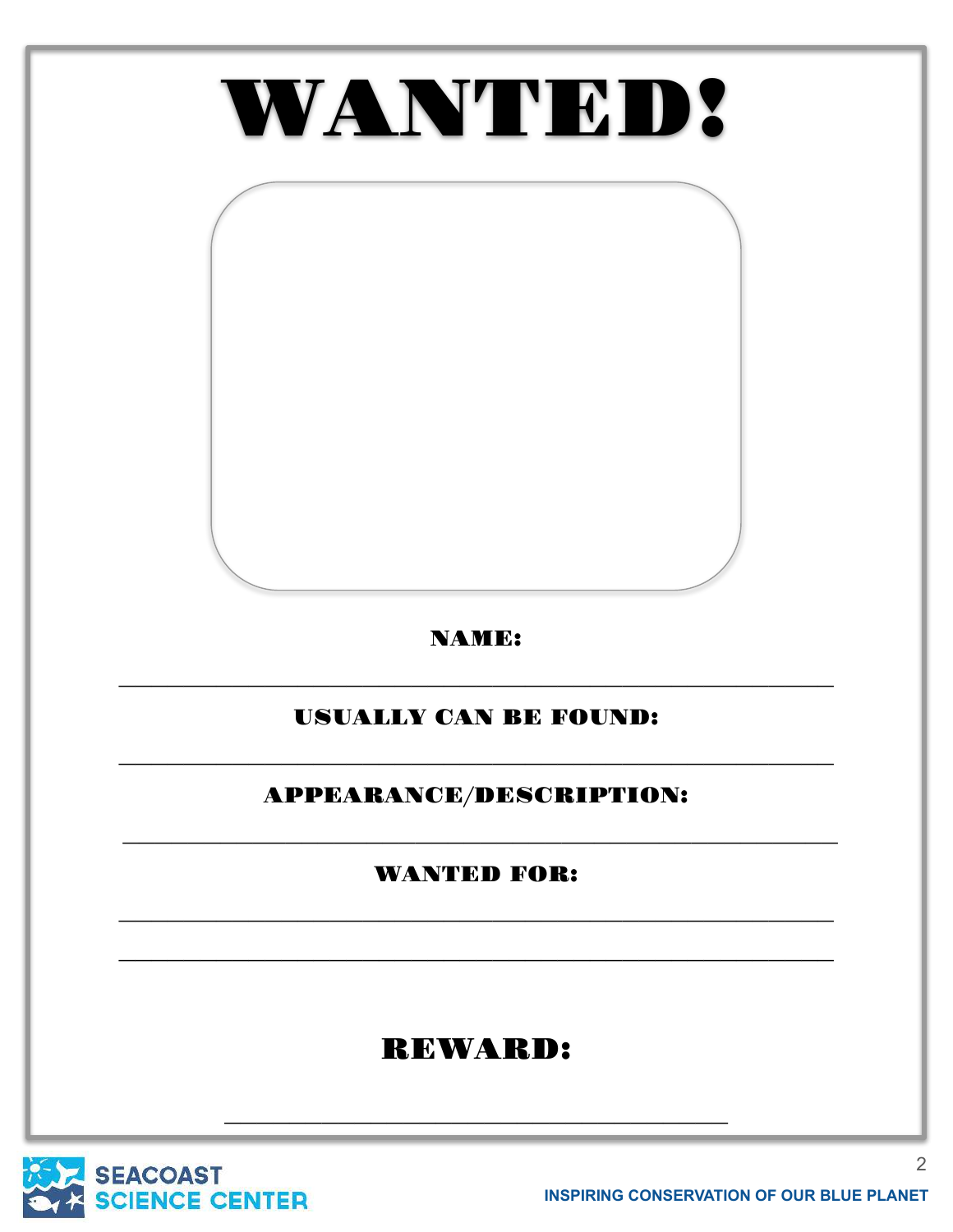# WANTED!

**NAME:**

\_\_\_\_\_\_\_\_\_\_\_\_\_\_\_\_\_\_\_\_\_\_\_\_\_\_\_\_\_\_\_\_\_\_\_\_\_\_\_\_\_\_\_\_\_\_\_\_

**USUALLY CAN BE FOUND:**

\_\_\_\_\_\_\_\_\_\_\_\_\_\_\_\_\_\_\_\_\_\_\_\_\_\_\_\_\_\_\_\_\_\_\_\_\_\_\_\_\_\_\_\_\_\_\_\_

**APPEARANCE/DESCRIPTION:**

\_\_\_\_\_\_\_\_\_\_\_\_\_\_\_\_\_\_\_\_\_\_\_\_\_\_\_\_\_\_\_\_\_\_\_\_\_\_\_\_\_\_\_\_\_\_\_\_

**WANTED FOR:**

\_\_\_\_\_\_\_\_\_\_\_\_\_\_\_\_\_\_\_\_\_\_\_\_\_\_\_\_\_\_\_\_\_\_\_\_\_\_\_\_\_\_\_\_\_\_\_\_

\_\_\_\_\_\_\_\_\_\_\_\_\_\_\_\_\_\_\_\_\_\_\_\_\_\_\_\_\_\_\_\_\_\_\_\_\_\_\_\_\_\_\_\_\_\_\_\_

## REWARD:

\_\_\_\_\_\_\_\_\_\_\_\_\_\_\_\_\_\_\_\_\_\_\_\_\_\_\_\_\_\_\_\_\_\_\_\_

SEACOAST SCIENCE CENTER

INSPIRING CONSERVATION OF OUR BLUE PLANET